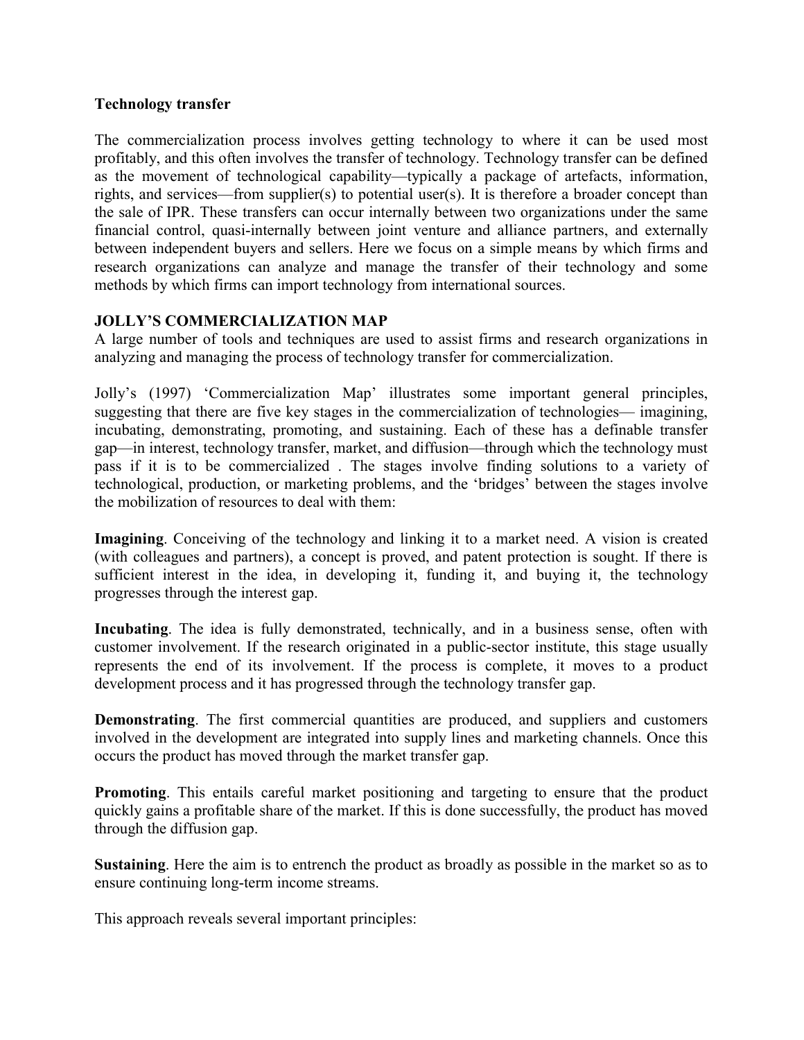**Technology transfer**

The commercialization process involves getting technology to where it can be used most profitably, and this often involves the transfer of technology. Technology transfer can be defined as the movement of technological capability—typically a package of artefacts, information, rights, and services—from supplier(s) to potential user(s). It is therefore a broader concept than the sale of IPR. These transfers can occur internally between two organizations under the same financial control, quasi-internally between joint venture and alliance partners, and externally between independent buyers and sellers. Here we focus on a simple means by which firms and research organizations can analyze and manage the transfer of their technology and some methods by which firms can import technology from international sources.

**JOLLY'S COMMERCIALIZATION MAP**

A large number of tools and techniques are used to assist firms and research organizations in analyzing and managing the process of technology transfer for commercialization.

Jolly's (1997) 'Commercialization Map' illustrates some important general principles, suggesting that there are five key stages in the commercialization of technologies— imagining, incubating, demonstrating, promoting, and sustaining. Each of these has a definable transfer gap—in interest, technology transfer, market, and diffusion—through which the technology must pass if it is to be commercialized . The stages involve finding solutions to a variety of technological, production, or marketing problems, and the 'bridges' between the stages involve the mobilization of resources to deal with them:

**Imagining**. Conceiving of the technology and linking it to a market need. A vision is created (with colleagues and partners), a concept is proved, and patent protection is sought. If there is sufficient interest in the idea, in developing it, funding it, and buying it, the technology progresses through the interest gap.

**Incubating**. The idea is fully demonstrated, technically, and in a business sense, often with customer involvement. If the research originated in a public-sector institute, this stage usually represents the end of its involvement. If the process is complete, it moves to a product development process and it has progressed through the technology transfer gap.

**Demonstrating**. The first commercial quantities are produced, and suppliers and customers involved in the development are integrated into supply lines and marketing channels. Once this occurs the product has moved through the market transfer gap.

**Promoting**. This entails careful market positioning and targeting to ensure that the product quickly gains a profitable share of the market. If this is done successfully, the product has moved through the diffusion gap.

**Sustaining**. Here the aim is to entrench the product as broadly as possible in the market so as to ensure continuing long-term income streams.

This approach reveals several important principles: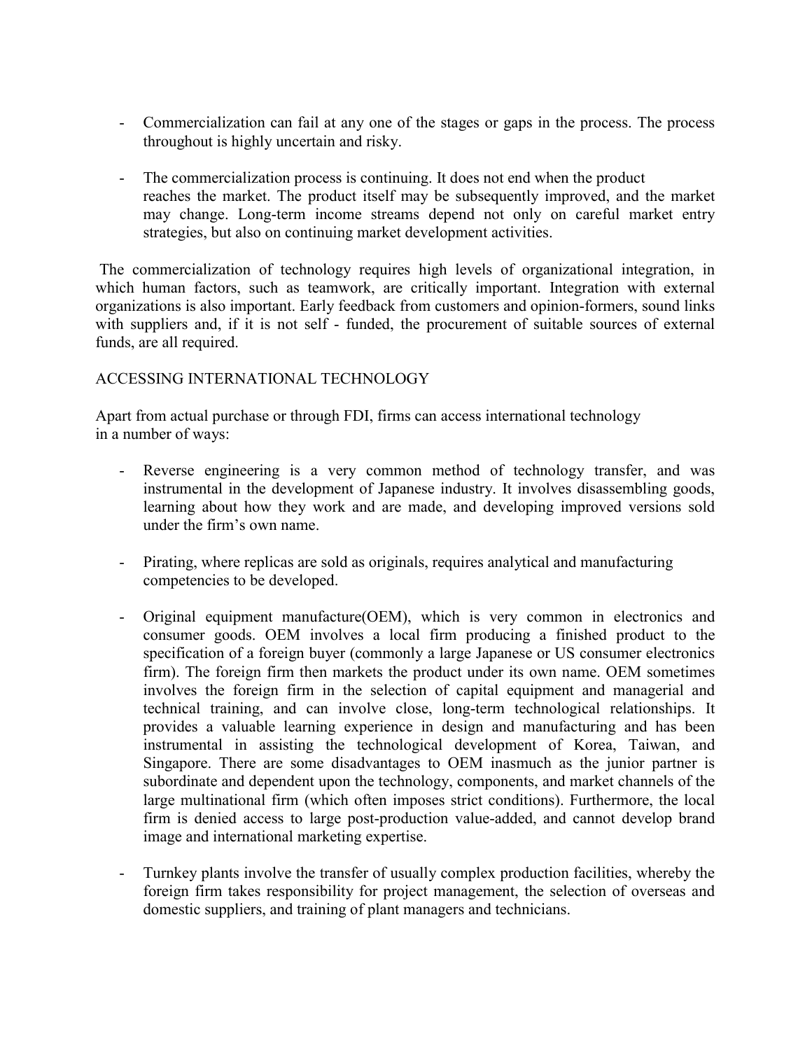- Commercialization can fail at any one of the stages or gaps in the process. The process throughout is highly uncertain and risky.

- The commercialization process is continuing. It does not end when the product reaches the market. The product itself may be subsequently improved, and the market may change. Long-term income streams depend not only on careful market entry strategies, but also on continuing market development activities.

The commercialization of technology requires high levels of organizational integration, in which human factors, such as teamwork, are critically important. Integration with external organizations is also important. Early feedback from customers and opinion-formers, sound links with suppliers and, if it is not self - funded, the procurement of suitable sources of external funds, are all required.

## ACCESSING INTERNATIONAL TECHNOLOGY

Apart from actual purchase or through FDI, firms can access international technology in a number of ways:

- Reverse engineering is a very common method of technology transfer, and was instrumental in the development of Japanese industry. It involves disassembling goods, learning about how they work and are made, and developing improved versions sold under the firm's own name.

- Pirating, where replicas are sold as originals, requires analytical and manufacturing competencies to be developed.

- Original equipment manufacture(OEM), which is very common in electronics and consumer goods. OEM involves a local firm producing a finished product to the specification of a foreign buyer (commonly a large Japanese or US consumer electronics firm). The foreign firm then markets the product under its own name. OEM sometimes involves the foreign firm in the selection of capital equipment and managerial and technical training, and can involve close, long-term technological relationships. It provides a valuable learning experience in design and manufacturing and has been instrumental in assisting the technological development of Korea, Taiwan, and Singapore. There are some disadvantages to OEM inasmuch as the junior partner is subordinate and dependent upon the technology, components, and market channels of the large multinational firm (which often imposes strict conditions). Furthermore, the local firm is denied access to large post-production value-added, and cannot develop brand image and international marketing expertise.

- Turnkey plants involve the transfer of usually complex production facilities, whereby the foreign firm takes responsibility for project management, the selection of overseas and domestic suppliers, and training of plant managers and technicians.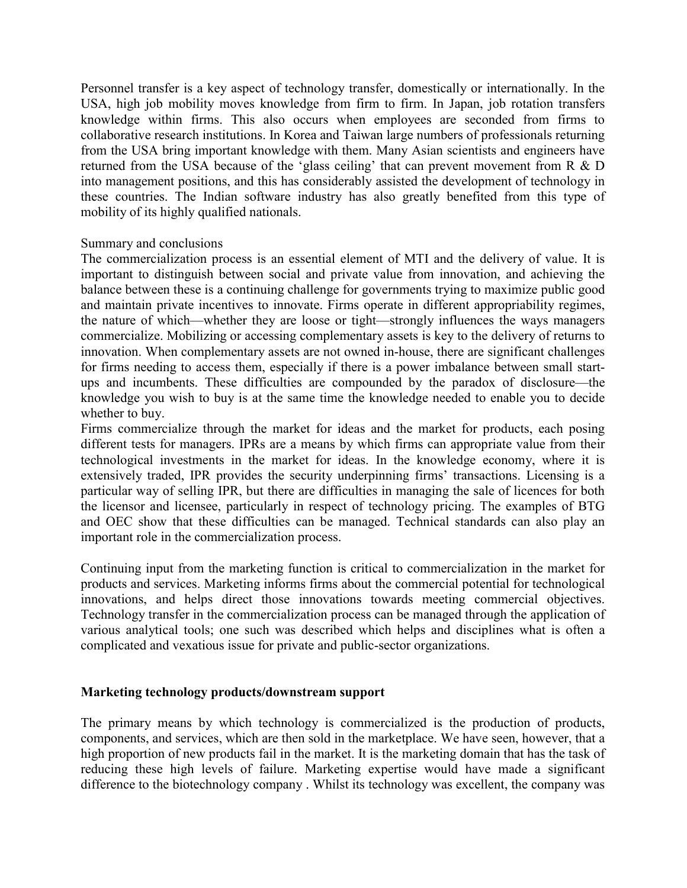Personnel transfer is a key aspect of technology transfer, domestically or internationally. In the USA, high job mobility moves knowledge from firm to firm. In Japan, job rotation transfers knowledge within firms. This also occurs when employees are seconded from firms to collaborative research institutions. In Korea and Taiwan large numbers of professionals returning from the USA bring important knowledge with them. Many Asian scientists and engineers have returned from the USA because of the 'glass ceiling' that can prevent movement from R & D into management positions, and this has considerably assisted the development of technology in these countries. The Indian software industry has also greatly benefited from this type of mobility of its highly qualified nationals.

Summary and conclusions

The commercialization process is an essential element of MTI and the delivery of value. It is important to distinguish between social and private value from innovation, and achieving the balance between these is a continuing challenge for governments trying to maximize public good and maintain private incentives to innovate. Firms operate in different appropriability regimes, the nature of which—whether they are loose or tight—strongly influences the ways managers commercialize. Mobilizing or accessing complementary assets is key to the delivery of returns to innovation. When complementary assets are not owned in-house, there are significant challenges for firms needing to access them, especially if there is a power imbalance between small start-ups and incumbents. These difficulties are compounded by the paradox of disclosure—the knowledge you wish to buy is at the same time the knowledge needed to enable you to decide whether to buy.

Firms commercialize through the market for ideas and the market for products, each posing different tests for managers. IPRs are a means by which firms can appropriate value from their technological investments in the market for ideas. In the knowledge economy, where it is extensively traded, IPR provides the security underpinning firms' transactions. Licensing is a particular way of selling IPR, but there are difficulties in managing the sale of licences for both the licensor and licensee, particularly in respect of technology pricing. The examples of BTG and OEC show that these difficulties can be managed. Technical standards can also play an important role in the commercialization process.

Continuing input from the marketing function is critical to commercialization in the market for products and services. Marketing informs firms about the commercial potential for technological innovations, and helps direct those innovations towards meeting commercial objectives. Technology transfer in the commercialization process can be managed through the application of various analytical tools; one such was described which helps and disciplines what is often a complicated and vexatious issue for private and public-sector organizations.

## Marketing technology products/downstream support

The primary means by which technology is commercialized is the production of products, components, and services, which are then sold in the marketplace. We have seen, however, that a high proportion of new products fail in the market. It is the marketing domain that has the task of reducing these high levels of failure. Marketing expertise would have made a significant difference to the biotechnology company . Whilst its technology was excellent, the company was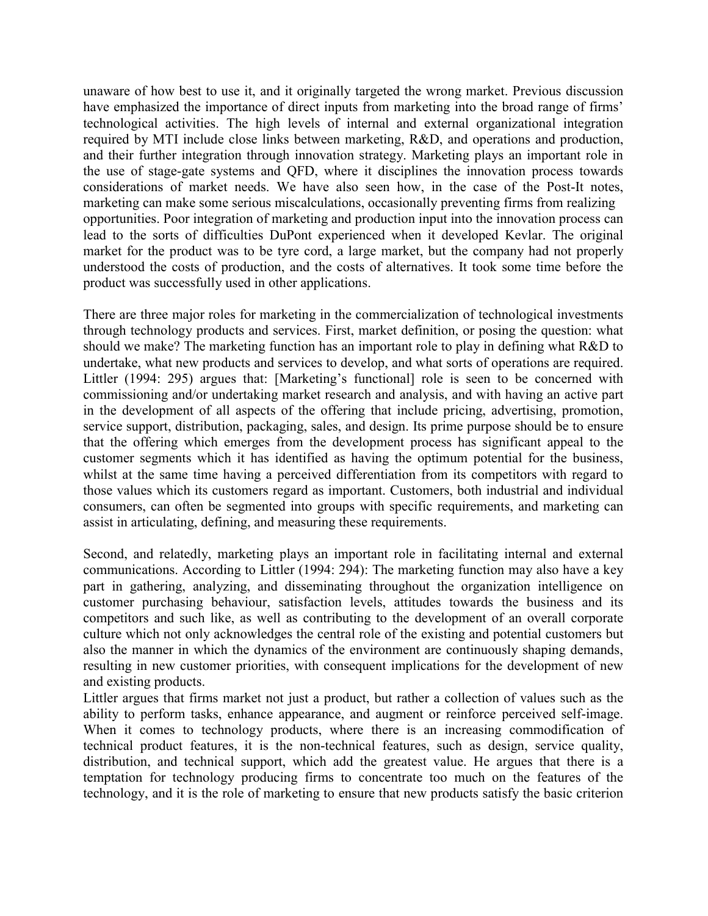unaware of how best to use it, and it originally targeted the wrong market. Previous discussion have emphasized the importance of direct inputs from marketing into the broad range of firms' technological activities. The high levels of internal and external organizational integration required by MTI include close links between marketing, R&D, and operations and production, and their further integration through innovation strategy. Marketing plays an important role in the use of stage-gate systems and QFD, where it disciplines the innovation process towards considerations of market needs. We have also seen how, in the case of the Post-It notes, marketing can make some serious miscalculations, occasionally preventing firms from realizing opportunities. Poor integration of marketing and production input into the innovation process can lead to the sorts of difficulties DuPont experienced when it developed Kevlar. The original market for the product was to be tyre cord, a large market, but the company had not properly understood the costs of production, and the costs of alternatives. It took some time before the product was successfully used in other applications.

There are three major roles for marketing in the commercialization of technological investments through technology products and services. First, market definition, or posing the question: what should we make? The marketing function has an important role to play in defining what R&D to undertake, what new products and services to develop, and what sorts of operations are required. Littler (1994: 295) argues that: [Marketing's functional] role is seen to be concerned with commissioning and/or undertaking market research and analysis, and with having an active part in the development of all aspects of the offering that include pricing, advertising, promotion, service support, distribution, packaging, sales, and design. Its prime purpose should be to ensure that the offering which emerges from the development process has significant appeal to the customer segments which it has identified as having the optimum potential for the business, whilst at the same time having a perceived differentiation from its competitors with regard to those values which its customers regard as important. Customers, both industrial and individual consumers, can often be segmented into groups with specific requirements, and marketing can assist in articulating, defining, and measuring these requirements.

Second, and relatedly, marketing plays an important role in facilitating internal and external communications. According to Littler (1994: 294): The marketing function may also have a key part in gathering, analyzing, and disseminating throughout the organization intelligence on customer purchasing behaviour, satisfaction levels, attitudes towards the business and its competitors and such like, as well as contributing to the development of an overall corporate culture which not only acknowledges the central role of the existing and potential customers but also the manner in which the dynamics of the environment are continuously shaping demands, resulting in new customer priorities, with consequent implications for the development of new and existing products.

Littler argues that firms market not just a product, but rather a collection of values such as the ability to perform tasks, enhance appearance, and augment or reinforce perceived self-image. When it comes to technology products, where there is an increasing commodification of technical product features, it is the non-technical features, such as design, service quality, distribution, and technical support, which add the greatest value. He argues that there is a temptation for technology producing firms to concentrate too much on the features of the technology, and it is the role of marketing to ensure that new products satisfy the basic criterion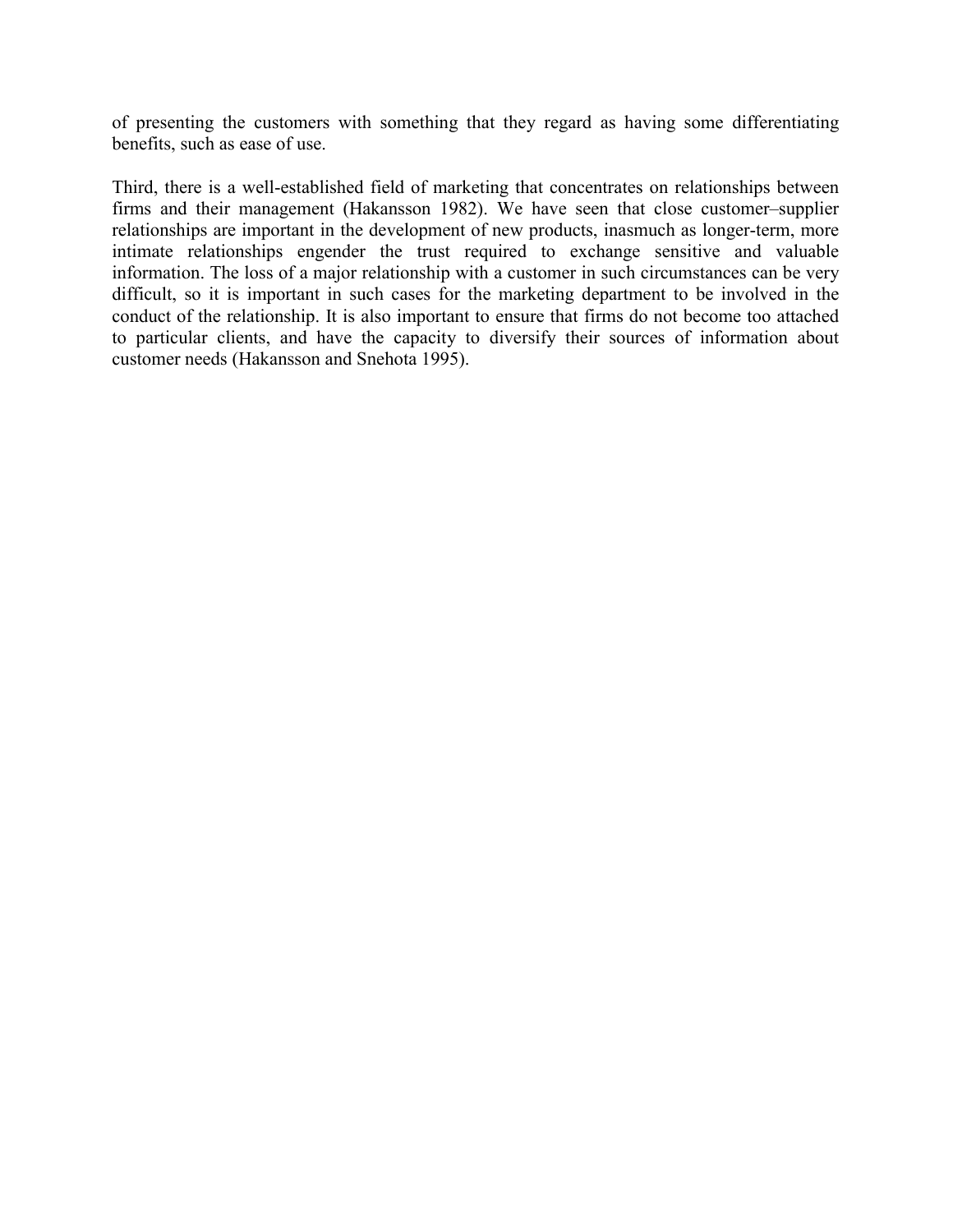of presenting the customers with something that they regard as having some differentiating benefits, such as ease of use.

Third, there is a well-established field of marketing that concentrates on relationships between firms and their management (Hakansson 1982). We have seen that close customer–supplier relationships are important in the development of new products, inasmuch as longer-term, more intimate relationships engender the trust required to exchange sensitive and valuable information. The loss of a major relationship with a customer in such circumstances can be very difficult, so it is important in such cases for the marketing department to be involved in the conduct of the relationship. It is also important to ensure that firms do not become too attached to particular clients, and have the capacity to diversify their sources of information about customer needs (Hakansson and Snehota 1995).